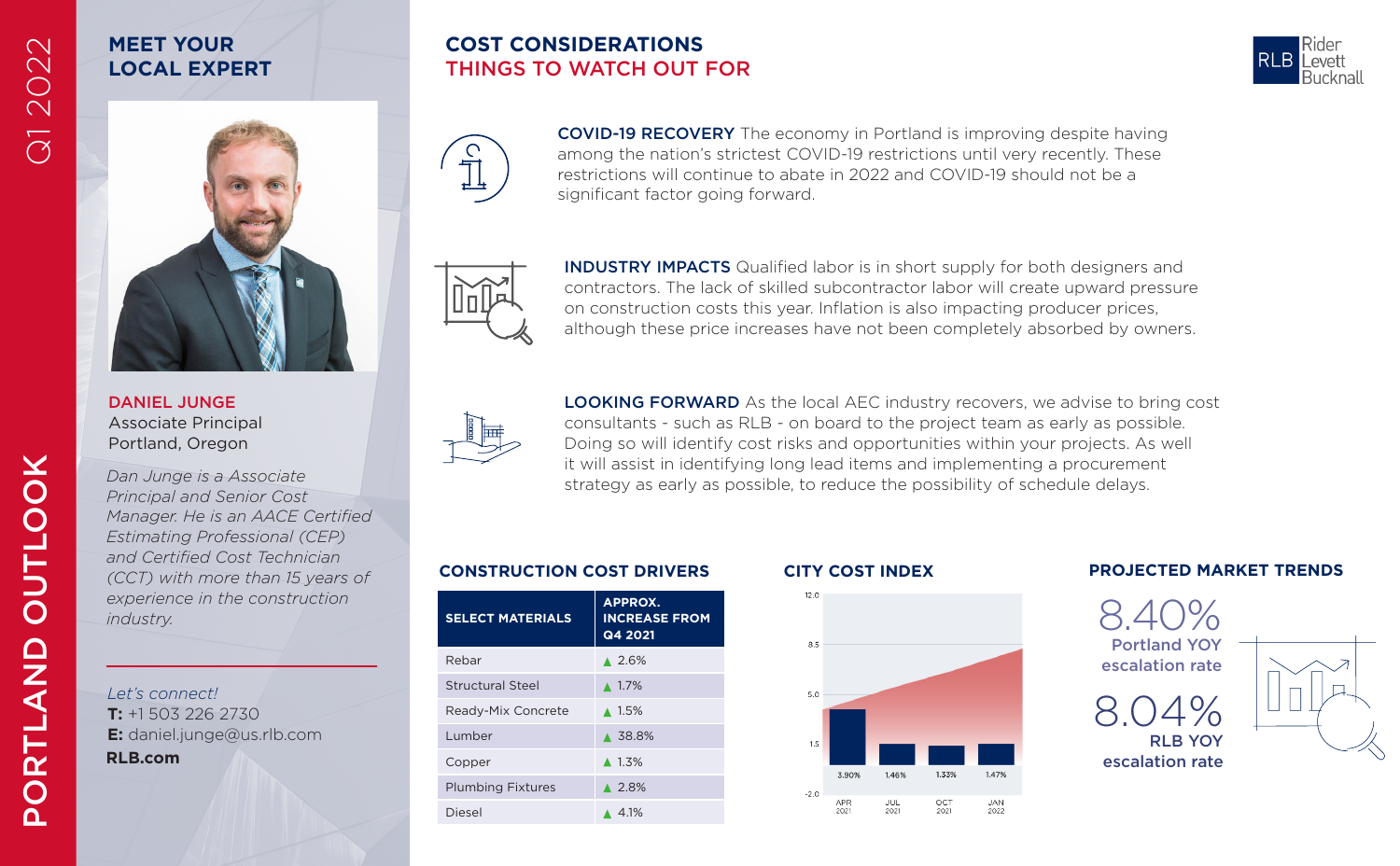# PORTLAND OUTLOOK

Q1 2022

## MEET YOUR LOCAL EXPERT

**DANIEL JUNGE**
Associate Principal
Portland, Oregon

*Dan Junge is a Associate Principal and Senior Cost Manager. He is an AACE Certified Estimating Professional (CEP) and Certified Cost Technician (CCT) with more than 15 years of experience in the construction industry.*

*Let's connect!*
**T:** +1 503 226 2730
**E:** daniel.junge@us.rlb.com
**RLB.com**

## COST CONSIDERATIONS
## THINGS TO WATCH OUT FOR

**COVID-19 RECOVERY** The economy in Portland is improving despite having among the nation's strictest COVID-19 restrictions until very recently. These restrictions will continue to abate in 2022 and COVID-19 should not be a significant factor going forward.

**INDUSTRY IMPACTS** Qualified labor is in short supply for both designers and contractors. The lack of skilled subcontractor labor will create upward pressure on construction costs this year. Inflation is also impacting producer prices, although these price increases have not been completely absorbed by owners.

**LOOKING FORWARD** As the local AEC industry recovers, we advise to bring cost consultants - such as RLB - on board to the project team as early as possible. Doing so will identify cost risks and opportunities within your projects. As well it will assist in identifying long lead items and implementing a procurement strategy as early as possible, to reduce the possibility of schedule delays.

### CONSTRUCTION COST DRIVERS

| SELECT MATERIALS | APPROX. INCREASE FROM Q4 2021 |
|---|---|
| Rebar | ▲ 2.6% |
| Structural Steel | ▲ 1.7% |
| Ready-Mix Concrete | ▲ 1.5% |
| Lumber | ▲ 38.8% |
| Copper | ▲ 1.3% |
| Plumbing Fixtures | ▲ 2.8% |
| Diesel | ▲ 4.1% |

### CITY COST INDEX

| Period | Value |
|---|---|
| APR 2021 | 3.90% |
| JUL 2021 | 1.46% |
| OCT 2021 | 1.33% |
| JAN 2022 | 1.47% |

### PROJECTED MARKET TRENDS

8.40%
Portland YOY escalation rate

8.04%
RLB YOY escalation rate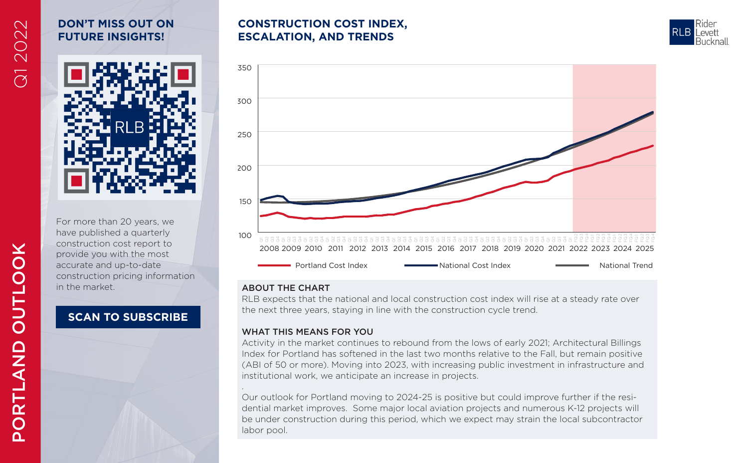Q1 2022

PORTLAND OUTLOOK

## DON'T MISS OUT ON FUTURE INSIGHTS!

RLB

For more than 20 years, we have published a quarterly construction cost report to provide you with the most accurate and up-to-date construction pricing information in the market.

**SCAN TO SUBSCRIBE**

## CONSTRUCTION COST INDEX, ESCALATION, AND TRENDS

RLB Rider Levett Bucknall

350
300
250
200
150
100

2008 2009 2010 2011 2012 2013 2014 2015 2016 2017 2018 2019 2020 2021 2022 2023 2024 2025

Portland Cost Index
National Cost Index
National Trend

### ABOUT THE CHART

RLB expects that the national and local construction cost index will rise at a steady rate over the next three years, staying in line with the construction cycle trend.

### WHAT THIS MEANS FOR YOU

Activity in the market continues to rebound from the lows of early 2021; Architectural Billings Index for Portland has softened in the last two months relative to the Fall, but remain positive (ABI of 50 or more). Moving into 2023, with increasing public investment in infrastructure and institutional work, we anticipate an increase in projects.

.

Our outlook for Portland moving to 2024-25 is positive but could improve further if the residential market improves. Some major local aviation projects and numerous K-12 projects will be under construction during this period, which we expect may strain the local subcontractor labor pool.